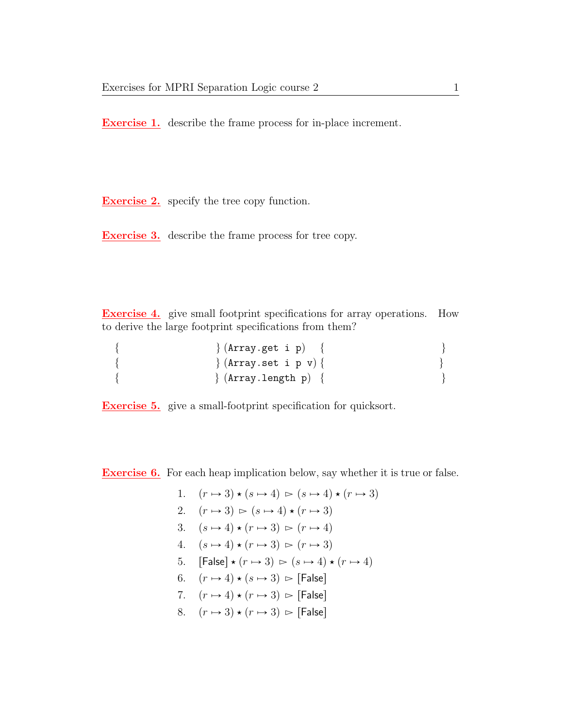**Exercise 1.** describe the frame process for in-place increment.

**Exercise 2.** specify the tree copy function.

**Exercise 3.** describe the frame process for tree copy.

**Exercise 4.** give small footprint specifications for array operations. How to derive the large footprint specifications from them?

```
{                    } (Array.get i p)   {                    }
{                    } (Array.set i p v) {                    }
{                    } (Array.length p)  {                    }
```

**Exercise 5.** give a small-footprint specification for quicksort.

**Exercise 6.** For each heap implication below, say whether it is true or false.

1. $(r \mapsto 3) \star (s \mapsto 4) \rhd (s \mapsto 4) \star (r \mapsto 3)$
2. $(r \mapsto 3) \rhd (s \mapsto 4) \star (r \mapsto 3)$
3. $(s \mapsto 4) \star (r \mapsto 3) \rhd (r \mapsto 4)$
4. $(s \mapsto 4) \star (r \mapsto 3) \rhd (r \mapsto 3)$
5. $[\mathsf{False}] \star (r \mapsto 3) \rhd (s \mapsto 4) \star (r \mapsto 4)$
6. $(r \mapsto 4) \star (s \mapsto 3) \rhd [\mathsf{False}]$
7. $(r \mapsto 4) \star (r \mapsto 3) \rhd [\mathsf{False}]$
8. $(r \mapsto 3) \star (r \mapsto 3) \rhd [\mathsf{False}]$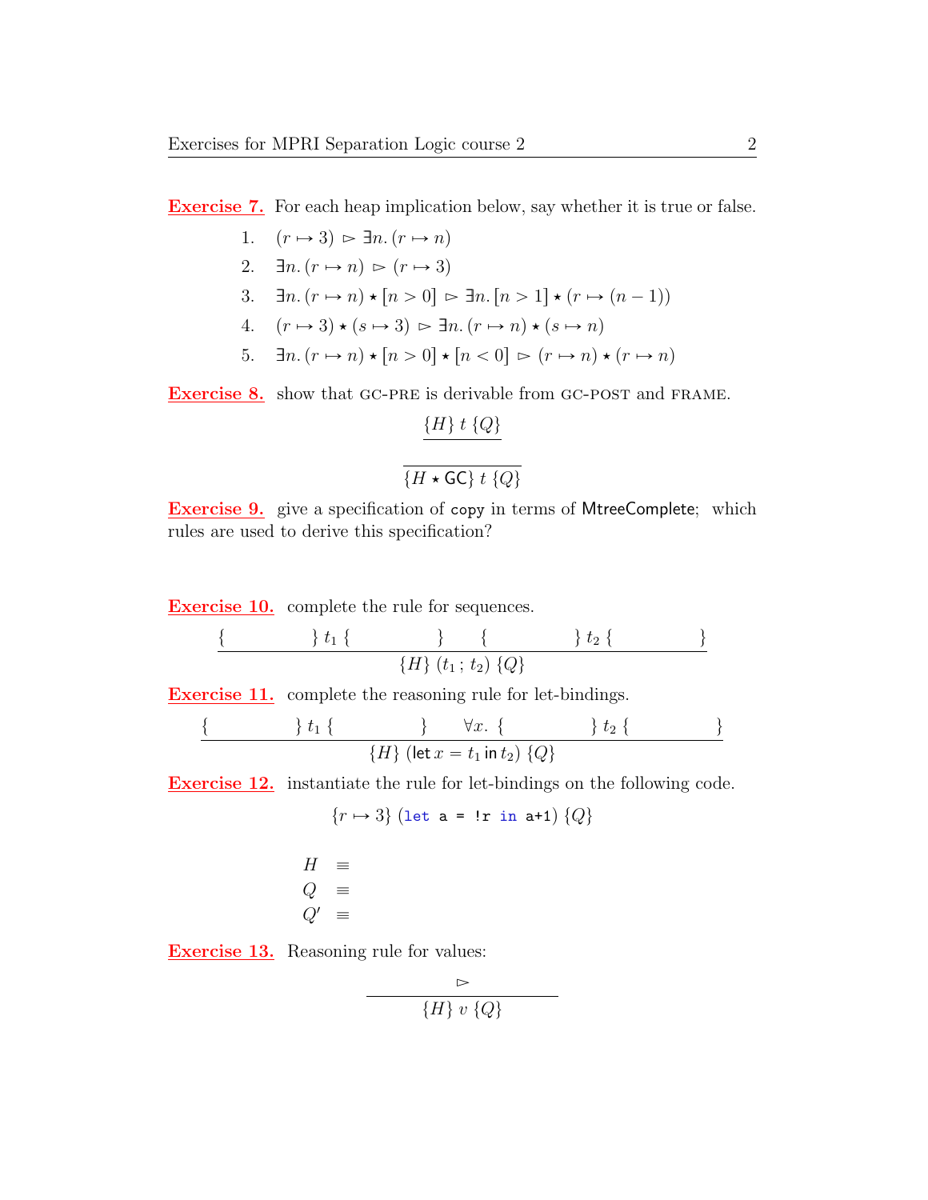**Exercise 7.** For each heap implication below, say whether it is true or false.

1. $(r \mapsto 3) \rhd \exists n.\, (r \mapsto n)$
2. $\exists n.\, (r \mapsto n) \rhd (r \mapsto 3)$
3. $\exists n.\, (r \mapsto n) \star [n > 0] \rhd \exists n.\, [n > 1] \star (r \mapsto (n-1))$
4. $(r \mapsto 3) \star (s \mapsto 3) \rhd \exists n.\, (r \mapsto n) \star (s \mapsto n)$
5. $\exists n.\, (r \mapsto n) \star [n > 0] \star [n < 0] \rhd (r \mapsto n) \star (r \mapsto n)$

**Exercise 8.** show that GC-PRE is derivable from GC-POST and FRAME.

$$\frac{\{H\}\ t\ \{Q\}}{\{H \star \mathsf{GC}\}\ t\ \{Q\}}$$

**Exercise 9.** give a specification of `copy` in terms of $\mathsf{MtreeComplete}$; which rules are used to derive this specification?

**Exercise 10.** complete the rule for sequences.

$$\frac{\{\qquad\quad\}\ t_1\ \{\qquad\quad\} \qquad \{\qquad\quad\}\ t_2\ \{\qquad\quad\}}{\{H\}\ (t_1\,;\,t_2)\ \{Q\}}$$

**Exercise 11.** complete the reasoning rule for let-bindings.

$$\frac{\{\qquad\quad\}\ t_1\ \{\qquad\quad\} \qquad \forall x.\ \{\qquad\quad\}\ t_2\ \{\qquad\quad\}}{\{H\}\ (\mathsf{let}\, x = t_1\, \mathsf{in}\, t_2)\ \{Q\}}$$

**Exercise 12.** instantiate the rule for let-bindings on the following code.

$\{r \mapsto 3\}$ (`let a = !r in a+1`) $\{Q\}$

$$\begin{aligned} H &\equiv \\ Q &\equiv \\ Q' &\equiv \end{aligned}$$

**Exercise 13.** Reasoning rule for values:

$$\frac{\rhd}{\{H\}\ v\ \{Q\}}$$